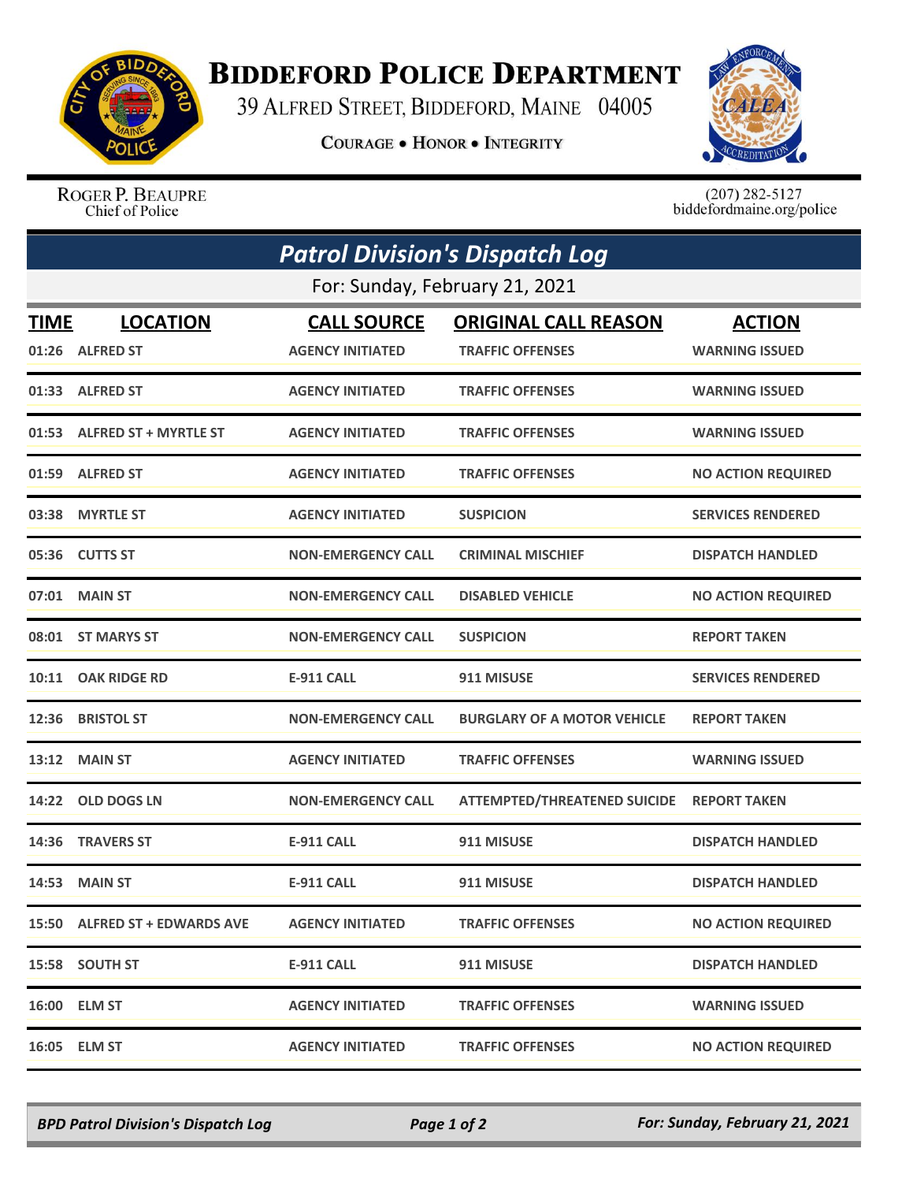# BIDDEFORD POLICE DEPARTMENT

39 ALFRED STREET, BIDDEFORD, MAINE 04005

COURAGE • HONOR • INTEGRITY

ROGER P. BEAUPRE
Chief of Police

(207) 282-5127
biddefordmaine.org/police

## *Patrol Division's Dispatch Log*

For: Sunday, February 21, 2021

| TIME | LOCATION | CALL SOURCE | ORIGINAL CALL REASON | ACTION |
|---|---|---|---|---|
| 01:26 | ALFRED ST | AGENCY INITIATED | TRAFFIC OFFENSES | WARNING ISSUED |
| 01:33 | ALFRED ST | AGENCY INITIATED | TRAFFIC OFFENSES | WARNING ISSUED |
| 01:53 | ALFRED ST + MYRTLE ST | AGENCY INITIATED | TRAFFIC OFFENSES | WARNING ISSUED |
| 01:59 | ALFRED ST | AGENCY INITIATED | TRAFFIC OFFENSES | NO ACTION REQUIRED |
| 03:38 | MYRTLE ST | AGENCY INITIATED | SUSPICION | SERVICES RENDERED |
| 05:36 | CUTTS ST | NON-EMERGENCY CALL | CRIMINAL MISCHIEF | DISPATCH HANDLED |
| 07:01 | MAIN ST | NON-EMERGENCY CALL | DISABLED VEHICLE | NO ACTION REQUIRED |
| 08:01 | ST MARYS ST | NON-EMERGENCY CALL | SUSPICION | REPORT TAKEN |
| 10:11 | OAK RIDGE RD | E-911 CALL | 911 MISUSE | SERVICES RENDERED |
| 12:36 | BRISTOL ST | NON-EMERGENCY CALL | BURGLARY OF A MOTOR VEHICLE | REPORT TAKEN |
| 13:12 | MAIN ST | AGENCY INITIATED | TRAFFIC OFFENSES | WARNING ISSUED |
| 14:22 | OLD DOGS LN | NON-EMERGENCY CALL | ATTEMPTED/THREATENED SUICIDE | REPORT TAKEN |
| 14:36 | TRAVERS ST | E-911 CALL | 911 MISUSE | DISPATCH HANDLED |
| 14:53 | MAIN ST | E-911 CALL | 911 MISUSE | DISPATCH HANDLED |
| 15:50 | ALFRED ST + EDWARDS AVE | AGENCY INITIATED | TRAFFIC OFFENSES | NO ACTION REQUIRED |
| 15:58 | SOUTH ST | E-911 CALL | 911 MISUSE | DISPATCH HANDLED |
| 16:00 | ELM ST | AGENCY INITIATED | TRAFFIC OFFENSES | WARNING ISSUED |
| 16:05 | ELM ST | AGENCY INITIATED | TRAFFIC OFFENSES | NO ACTION REQUIRED |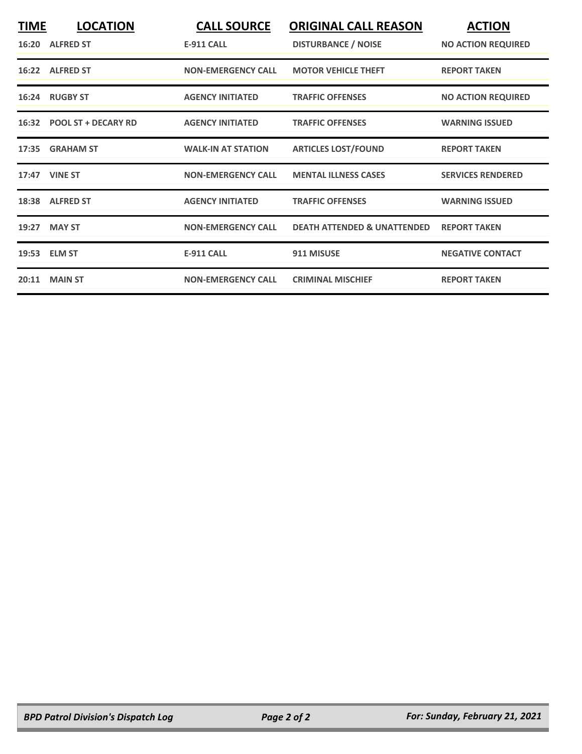| TIME | LOCATION | CALL SOURCE | ORIGINAL CALL REASON | ACTION |
|---|---|---|---|---|
| 16:20 | ALFRED ST | E-911 CALL | DISTURBANCE / NOISE | NO ACTION REQUIRED |
| 16:22 | ALFRED ST | NON-EMERGENCY CALL | MOTOR VEHICLE THEFT | REPORT TAKEN |
| 16:24 | RUGBY ST | AGENCY INITIATED | TRAFFIC OFFENSES | NO ACTION REQUIRED |
| 16:32 | POOL ST + DECARY RD | AGENCY INITIATED | TRAFFIC OFFENSES | WARNING ISSUED |
| 17:35 | GRAHAM ST | WALK-IN AT STATION | ARTICLES LOST/FOUND | REPORT TAKEN |
| 17:47 | VINE ST | NON-EMERGENCY CALL | MENTAL ILLNESS CASES | SERVICES RENDERED |
| 18:38 | ALFRED ST | AGENCY INITIATED | TRAFFIC OFFENSES | WARNING ISSUED |
| 19:27 | MAY ST | NON-EMERGENCY CALL | DEATH ATTENDED & UNATTENDED | REPORT TAKEN |
| 19:53 | ELM ST | E-911 CALL | 911 MISUSE | NEGATIVE CONTACT |
| 20:11 | MAIN ST | NON-EMERGENCY CALL | CRIMINAL MISCHIEF | REPORT TAKEN |

*BPD Patrol Division's Dispatch Log* *For: Sunday, February 21, 2021*